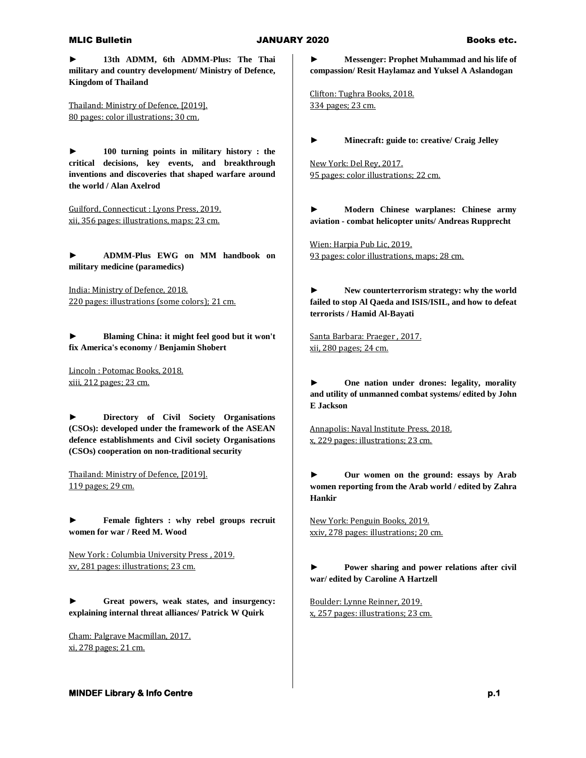► **13th ADMM, 6th ADMM-Plus: The Thai military and country development/ Ministry of Defence, Kingdom of Thailand**

Thailand: Ministry of Defence, [2019].
80 pages: color illustrations; 30 cm.

► **100 turning points in military history : the critical decisions, key events, and breakthrough inventions and discoveries that shaped warfare around the world / Alan Axelrod**

Guilford, Connecticut : Lyons Press, 2019.
xii, 356 pages: illustrations, maps; 23 cm.

► **ADMM-Plus EWG on MM handbook on military medicine (paramedics)**

India: Ministry of Defence, 2018.
220 pages: illustrations (some colors); 21 cm.

► **Blaming China: it might feel good but it won't fix America's economy / Benjamin Shobert**

Lincoln : Potomac Books, 2018.
xiii, 212 pages; 23 cm.

► **Directory of Civil Society Organisations (CSOs): developed under the framework of the ASEAN defence establishments and Civil society Organisations (CSOs) cooperation on non-traditional security**

Thailand: Ministry of Defence, [2019].
119 pages; 29 cm.

► **Female fighters : why rebel groups recruit women for war / Reed M. Wood**

New York : Columbia University Press , 2019.
xv, 281 pages: illustrations; 23 cm.

► **Great powers, weak states, and insurgency: explaining internal threat alliances/ Patrick W Quirk**

Cham: Palgrave Macmillan, 2017.
xi, 278 pages; 21 cm.

► **Messenger: Prophet Muhammad and his life of compassion/ Resit Haylamaz and Yuksel A Aslandogan**

Clifton: Tughra Books, 2018.
334 pages; 23 cm.

► **Minecraft: guide to: creative/ Craig Jelley**

New York: Del Rey, 2017.
95 pages: color illustrations; 22 cm.

► **Modern Chinese warplanes: Chinese army aviation - combat helicopter units/ Andreas Rupprecht**

Wien: Harpia Pub Lic, 2019.
93 pages: color illustrations, maps; 28 cm.

► **New counterterrorism strategy: why the world failed to stop Al Qaeda and ISIS/ISIL, and how to defeat terrorists / Hamid Al-Bayati**

Santa Barbara: Praeger , 2017.
xii, 280 pages; 24 cm.

► **One nation under drones: legality, morality and utility of unmanned combat systems/ edited by John E Jackson**

Annapolis: Naval Institute Press, 2018.
x, 229 pages: illustrations; 23 cm.

► **Our women on the ground: essays by Arab women reporting from the Arab world / edited by Zahra Hankir**

New York: Penguin Books, 2019.
xxiv, 278 pages: illustrations; 20 cm.

► **Power sharing and power relations after civil war/ edited by Caroline A Hartzell**

Boulder: Lynne Reinner, 2019.
x, 257 pages: illustrations; 23 cm.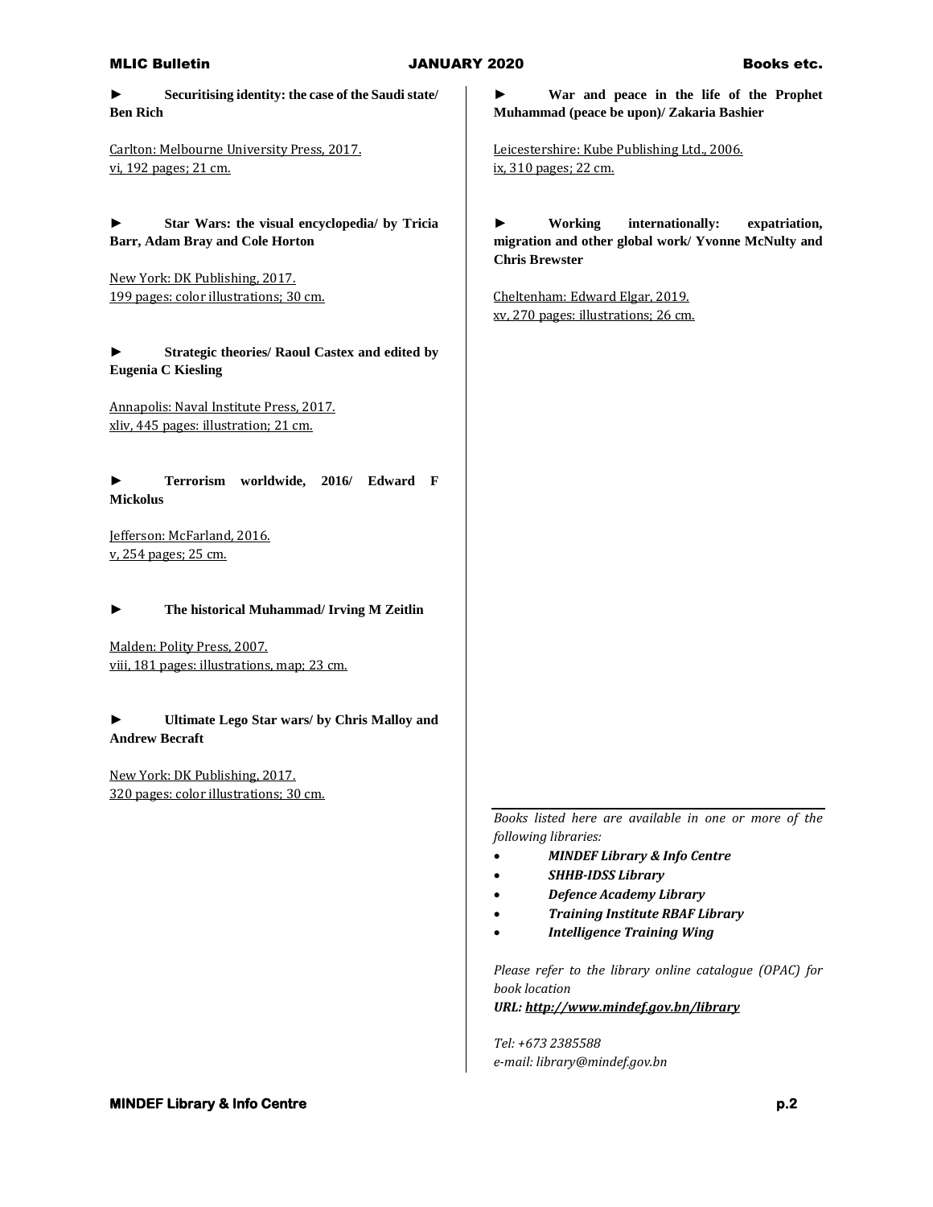► **Securitising identity: the case of the Saudi state/ Ben Rich**

Carlton: Melbourne University Press, 2017.
vi, 192 pages; 21 cm.

► **Star Wars: the visual encyclopedia/ by Tricia Barr, Adam Bray and Cole Horton**

New York: DK Publishing, 2017.
199 pages: color illustrations; 30 cm.

► **Strategic theories/ Raoul Castex and edited by Eugenia C Kiesling**

Annapolis: Naval Institute Press, 2017.
xliv, 445 pages: illustration; 21 cm.

► **Terrorism worldwide, 2016/ Edward F Mickolus**

Jefferson: McFarland, 2016.
v, 254 pages; 25 cm.

► **The historical Muhammad/ Irving M Zeitlin**

Malden: Polity Press, 2007.
viii, 181 pages: illustrations, map; 23 cm.

► **Ultimate Lego Star wars/ by Chris Malloy and Andrew Becraft**

New York: DK Publishing, 2017.
320 pages: color illustrations; 30 cm.

► **War and peace in the life of the Prophet Muhammad (peace be upon)/ Zakaria Bashier**

Leicestershire: Kube Publishing Ltd., 2006.
ix, 310 pages; 22 cm.

► **Working internationally: expatriation, migration and other global work/ Yvonne McNulty and Chris Brewster**

Cheltenham: Edward Elgar, 2019.
xv, 270 pages: illustrations; 26 cm.

---

*Books listed here are available in one or more of the following libraries:*

- ***MINDEF Library & Info Centre***
- ***SHHB-IDSS Library***
- ***Defence Academy Library***
- ***Training Institute RBAF Library***
- ***Intelligence Training Wing***

*Please refer to the library online catalogue (OPAC) for book location*
***URL: http://www.mindef.gov.bn/library***

*Tel: +673 2385588*
*e-mail: library@mindef.gov.bn*